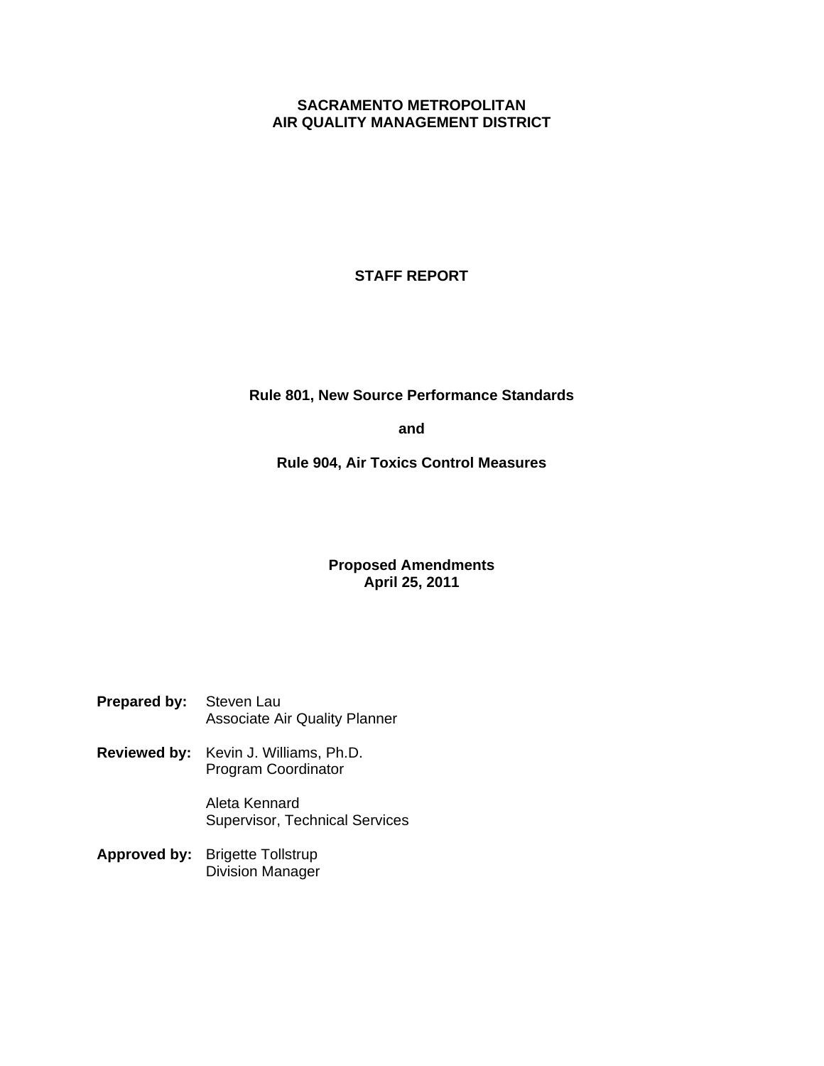# SACRAMENTO METROPOLITAN AIR QUALITY MANAGEMENT DISTRICT

## STAFF REPORT

**Rule 801, New Source Performance Standards**

**and**

**Rule 904, Air Toxics Control Measures**

**Proposed Amendments**
**April 25, 2011**

**Prepared by:** Steven Lau
Associate Air Quality Planner

**Reviewed by:** Kevin J. Williams, Ph.D.
Program Coordinator

Aleta Kennard
Supervisor, Technical Services

**Approved by:** Brigette Tollstrup
Division Manager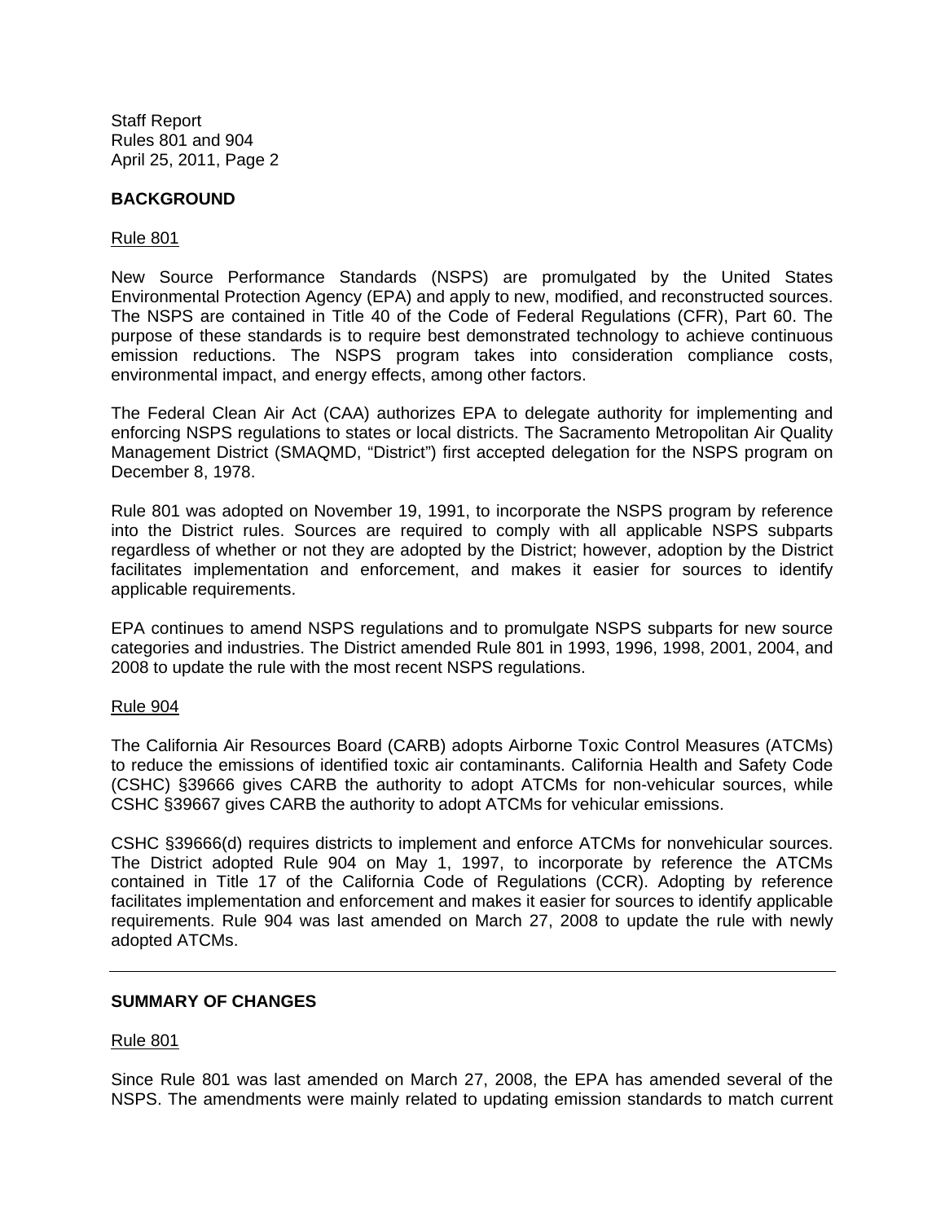## BACKGROUND

Rule 801

New Source Performance Standards (NSPS) are promulgated by the United States Environmental Protection Agency (EPA) and apply to new, modified, and reconstructed sources. The NSPS are contained in Title 40 of the Code of Federal Regulations (CFR), Part 60. The purpose of these standards is to require best demonstrated technology to achieve continuous emission reductions. The NSPS program takes into consideration compliance costs, environmental impact, and energy effects, among other factors.

The Federal Clean Air Act (CAA) authorizes EPA to delegate authority for implementing and enforcing NSPS regulations to states or local districts. The Sacramento Metropolitan Air Quality Management District (SMAQMD, "District") first accepted delegation for the NSPS program on December 8, 1978.

Rule 801 was adopted on November 19, 1991, to incorporate the NSPS program by reference into the District rules. Sources are required to comply with all applicable NSPS subparts regardless of whether or not they are adopted by the District; however, adoption by the District facilitates implementation and enforcement, and makes it easier for sources to identify applicable requirements.

EPA continues to amend NSPS regulations and to promulgate NSPS subparts for new source categories and industries. The District amended Rule 801 in 1993, 1996, 1998, 2001, 2004, and 2008 to update the rule with the most recent NSPS regulations.

Rule 904

The California Air Resources Board (CARB) adopts Airborne Toxic Control Measures (ATCMs) to reduce the emissions of identified toxic air contaminants. California Health and Safety Code (CSHC) §39666 gives CARB the authority to adopt ATCMs for non-vehicular sources, while CSHC §39667 gives CARB the authority to adopt ATCMs for vehicular emissions.

CSHC §39666(d) requires districts to implement and enforce ATCMs for nonvehicular sources. The District adopted Rule 904 on May 1, 1997, to incorporate by reference the ATCMs contained in Title 17 of the California Code of Regulations (CCR). Adopting by reference facilitates implementation and enforcement and makes it easier for sources to identify applicable requirements. Rule 904 was last amended on March 27, 2008 to update the rule with newly adopted ATCMs.

---

## SUMMARY OF CHANGES

Rule 801

Since Rule 801 was last amended on March 27, 2008, the EPA has amended several of the NSPS. The amendments were mainly related to updating emission standards to match current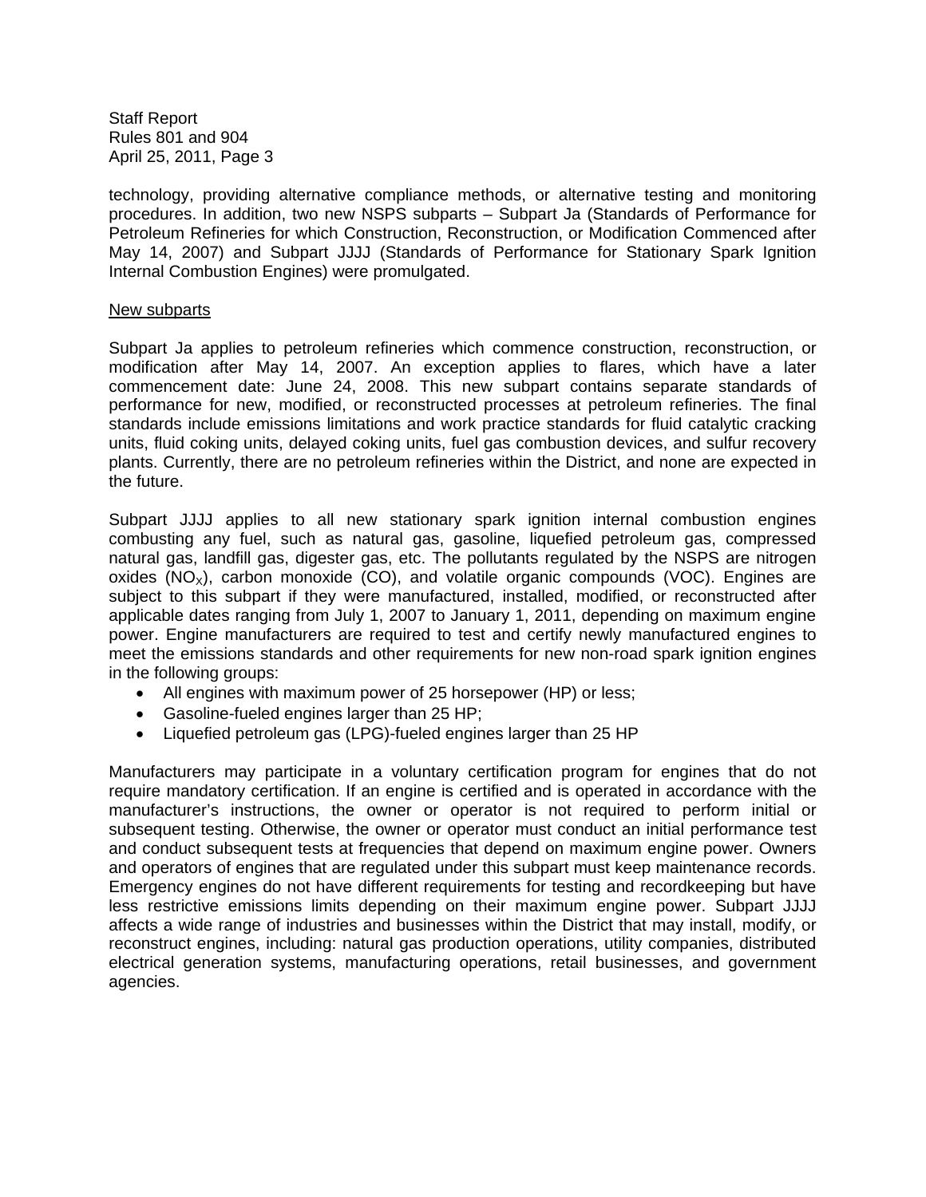technology, providing alternative compliance methods, or alternative testing and monitoring procedures. In addition, two new NSPS subparts – Subpart Ja (Standards of Performance for Petroleum Refineries for which Construction, Reconstruction, or Modification Commenced after May 14, 2007) and Subpart JJJJ (Standards of Performance for Stationary Spark Ignition Internal Combustion Engines) were promulgated.

## New subparts

Subpart Ja applies to petroleum refineries which commence construction, reconstruction, or modification after May 14, 2007. An exception applies to flares, which have a later commencement date: June 24, 2008. This new subpart contains separate standards of performance for new, modified, or reconstructed processes at petroleum refineries. The final standards include emissions limitations and work practice standards for fluid catalytic cracking units, fluid coking units, delayed coking units, fuel gas combustion devices, and sulfur recovery plants. Currently, there are no petroleum refineries within the District, and none are expected in the future.

Subpart JJJJ applies to all new stationary spark ignition internal combustion engines combusting any fuel, such as natural gas, gasoline, liquefied petroleum gas, compressed natural gas, landfill gas, digester gas, etc. The pollutants regulated by the NSPS are nitrogen oxides ($NO_X$), carbon monoxide (CO), and volatile organic compounds (VOC). Engines are subject to this subpart if they were manufactured, installed, modified, or reconstructed after applicable dates ranging from July 1, 2007 to January 1, 2011, depending on maximum engine power. Engine manufacturers are required to test and certify newly manufactured engines to meet the emissions standards and other requirements for new non-road spark ignition engines in the following groups:

- All engines with maximum power of 25 horsepower (HP) or less;
- Gasoline-fueled engines larger than 25 HP;
- Liquefied petroleum gas (LPG)-fueled engines larger than 25 HP

Manufacturers may participate in a voluntary certification program for engines that do not require mandatory certification. If an engine is certified and is operated in accordance with the manufacturer's instructions, the owner or operator is not required to perform initial or subsequent testing. Otherwise, the owner or operator must conduct an initial performance test and conduct subsequent tests at frequencies that depend on maximum engine power. Owners and operators of engines that are regulated under this subpart must keep maintenance records. Emergency engines do not have different requirements for testing and recordkeeping but have less restrictive emissions limits depending on their maximum engine power. Subpart JJJJ affects a wide range of industries and businesses within the District that may install, modify, or reconstruct engines, including: natural gas production operations, utility companies, distributed electrical generation systems, manufacturing operations, retail businesses, and government agencies.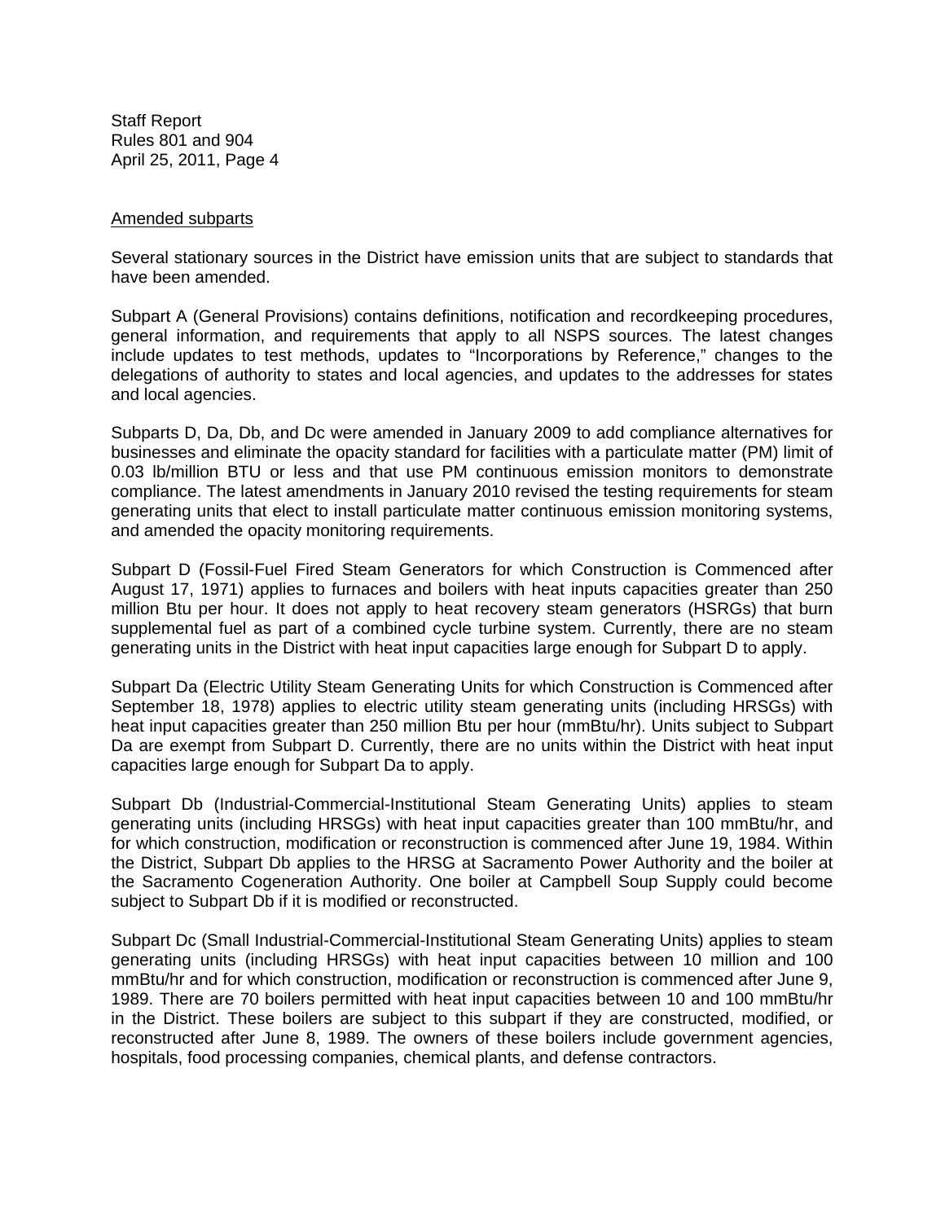Amended subparts

Several stationary sources in the District have emission units that are subject to standards that have been amended.

Subpart A (General Provisions) contains definitions, notification and recordkeeping procedures, general information, and requirements that apply to all NSPS sources. The latest changes include updates to test methods, updates to "Incorporations by Reference," changes to the delegations of authority to states and local agencies, and updates to the addresses for states and local agencies.

Subparts D, Da, Db, and Dc were amended in January 2009 to add compliance alternatives for businesses and eliminate the opacity standard for facilities with a particulate matter (PM) limit of 0.03 lb/million BTU or less and that use PM continuous emission monitors to demonstrate compliance. The latest amendments in January 2010 revised the testing requirements for steam generating units that elect to install particulate matter continuous emission monitoring systems, and amended the opacity monitoring requirements.

Subpart D (Fossil-Fuel Fired Steam Generators for which Construction is Commenced after August 17, 1971) applies to furnaces and boilers with heat inputs capacities greater than 250 million Btu per hour. It does not apply to heat recovery steam generators (HSRGs) that burn supplemental fuel as part of a combined cycle turbine system. Currently, there are no steam generating units in the District with heat input capacities large enough for Subpart D to apply.

Subpart Da (Electric Utility Steam Generating Units for which Construction is Commenced after September 18, 1978) applies to electric utility steam generating units (including HRSGs) with heat input capacities greater than 250 million Btu per hour (mmBtu/hr). Units subject to Subpart Da are exempt from Subpart D. Currently, there are no units within the District with heat input capacities large enough for Subpart Da to apply.

Subpart Db (Industrial-Commercial-Institutional Steam Generating Units) applies to steam generating units (including HRSGs) with heat input capacities greater than 100 mmBtu/hr, and for which construction, modification or reconstruction is commenced after June 19, 1984. Within the District, Subpart Db applies to the HRSG at Sacramento Power Authority and the boiler at the Sacramento Cogeneration Authority. One boiler at Campbell Soup Supply could become subject to Subpart Db if it is modified or reconstructed.

Subpart Dc (Small Industrial-Commercial-Institutional Steam Generating Units) applies to steam generating units (including HRSGs) with heat input capacities between 10 million and 100 mmBtu/hr and for which construction, modification or reconstruction is commenced after June 9, 1989. There are 70 boilers permitted with heat input capacities between 10 and 100 mmBtu/hr in the District. These boilers are subject to this subpart if they are constructed, modified, or reconstructed after June 8, 1989. The owners of these boilers include government agencies, hospitals, food processing companies, chemical plants, and defense contractors.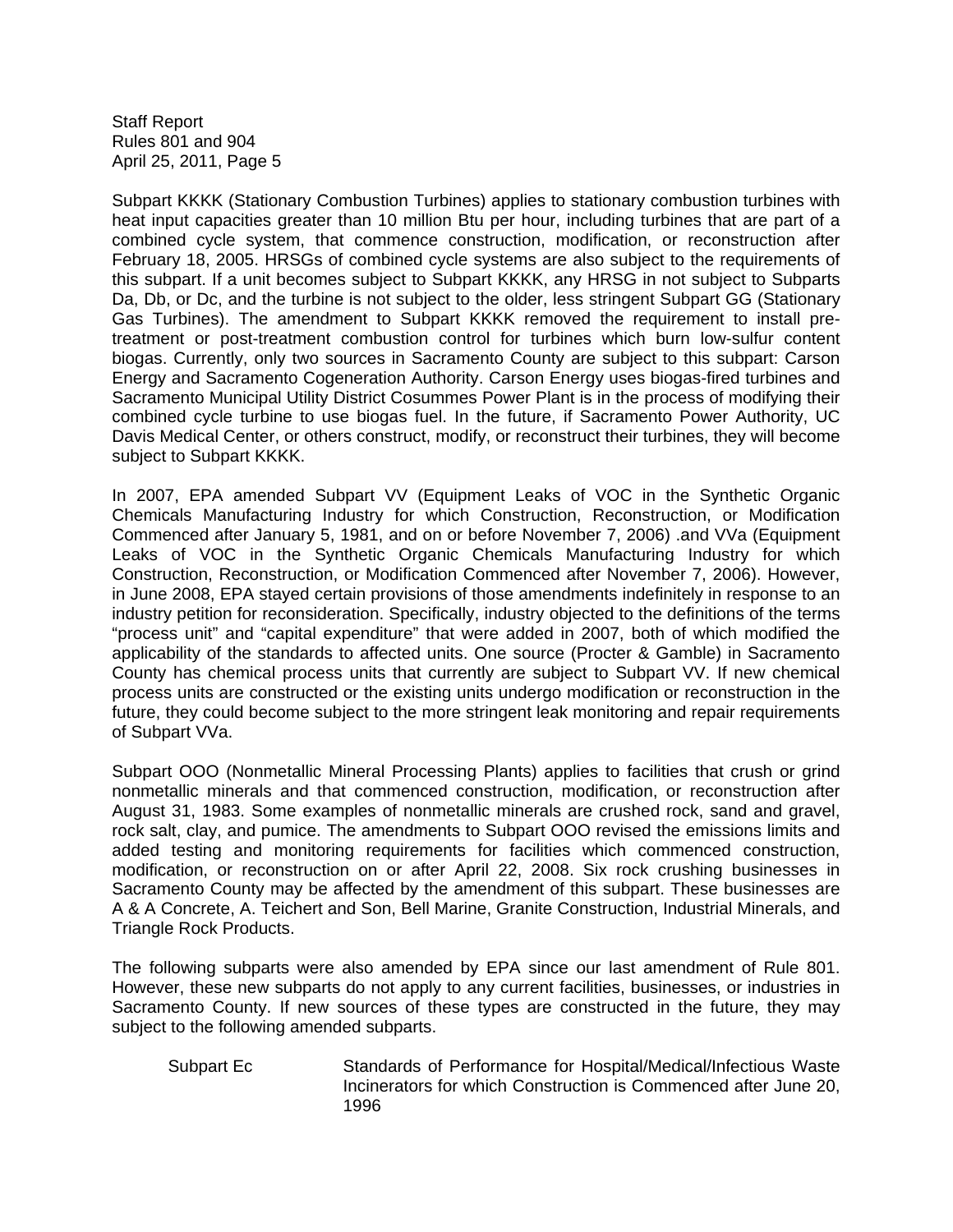Subpart KKKK (Stationary Combustion Turbines) applies to stationary combustion turbines with heat input capacities greater than 10 million Btu per hour, including turbines that are part of a combined cycle system, that commence construction, modification, or reconstruction after February 18, 2005. HRSGs of combined cycle systems are also subject to the requirements of this subpart. If a unit becomes subject to Subpart KKKK, any HRSG in not subject to Subparts Da, Db, or Dc, and the turbine is not subject to the older, less stringent Subpart GG (Stationary Gas Turbines). The amendment to Subpart KKKK removed the requirement to install pre-treatment or post-treatment combustion control for turbines which burn low-sulfur content biogas. Currently, only two sources in Sacramento County are subject to this subpart: Carson Energy and Sacramento Cogeneration Authority. Carson Energy uses biogas-fired turbines and Sacramento Municipal Utility District Cosummes Power Plant is in the process of modifying their combined cycle turbine to use biogas fuel. In the future, if Sacramento Power Authority, UC Davis Medical Center, or others construct, modify, or reconstruct their turbines, they will become subject to Subpart KKKK.

In 2007, EPA amended Subpart VV (Equipment Leaks of VOC in the Synthetic Organic Chemicals Manufacturing Industry for which Construction, Reconstruction, or Modification Commenced after January 5, 1981, and on or before November 7, 2006) .and VVa (Equipment Leaks of VOC in the Synthetic Organic Chemicals Manufacturing Industry for which Construction, Reconstruction, or Modification Commenced after November 7, 2006). However, in June 2008, EPA stayed certain provisions of those amendments indefinitely in response to an industry petition for reconsideration. Specifically, industry objected to the definitions of the terms "process unit" and "capital expenditure" that were added in 2007, both of which modified the applicability of the standards to affected units. One source (Procter & Gamble) in Sacramento County has chemical process units that currently are subject to Subpart VV. If new chemical process units are constructed or the existing units undergo modification or reconstruction in the future, they could become subject to the more stringent leak monitoring and repair requirements of Subpart VVa.

Subpart OOO (Nonmetallic Mineral Processing Plants) applies to facilities that crush or grind nonmetallic minerals and that commenced construction, modification, or reconstruction after August 31, 1983. Some examples of nonmetallic minerals are crushed rock, sand and gravel, rock salt, clay, and pumice. The amendments to Subpart OOO revised the emissions limits and added testing and monitoring requirements for facilities which commenced construction, modification, or reconstruction on or after April 22, 2008. Six rock crushing businesses in Sacramento County may be affected by the amendment of this subpart. These businesses are A & A Concrete, A. Teichert and Son, Bell Marine, Granite Construction, Industrial Minerals, and Triangle Rock Products.

The following subparts were also amended by EPA since our last amendment of Rule 801. However, these new subparts do not apply to any current facilities, businesses, or industries in Sacramento County. If new sources of these types are constructed in the future, they may subject to the following amended subparts.

| | |
|---|---|
| Subpart Ec | Standards of Performance for Hospital/Medical/Infectious Waste Incinerators for which Construction is Commenced after June 20, 1996 |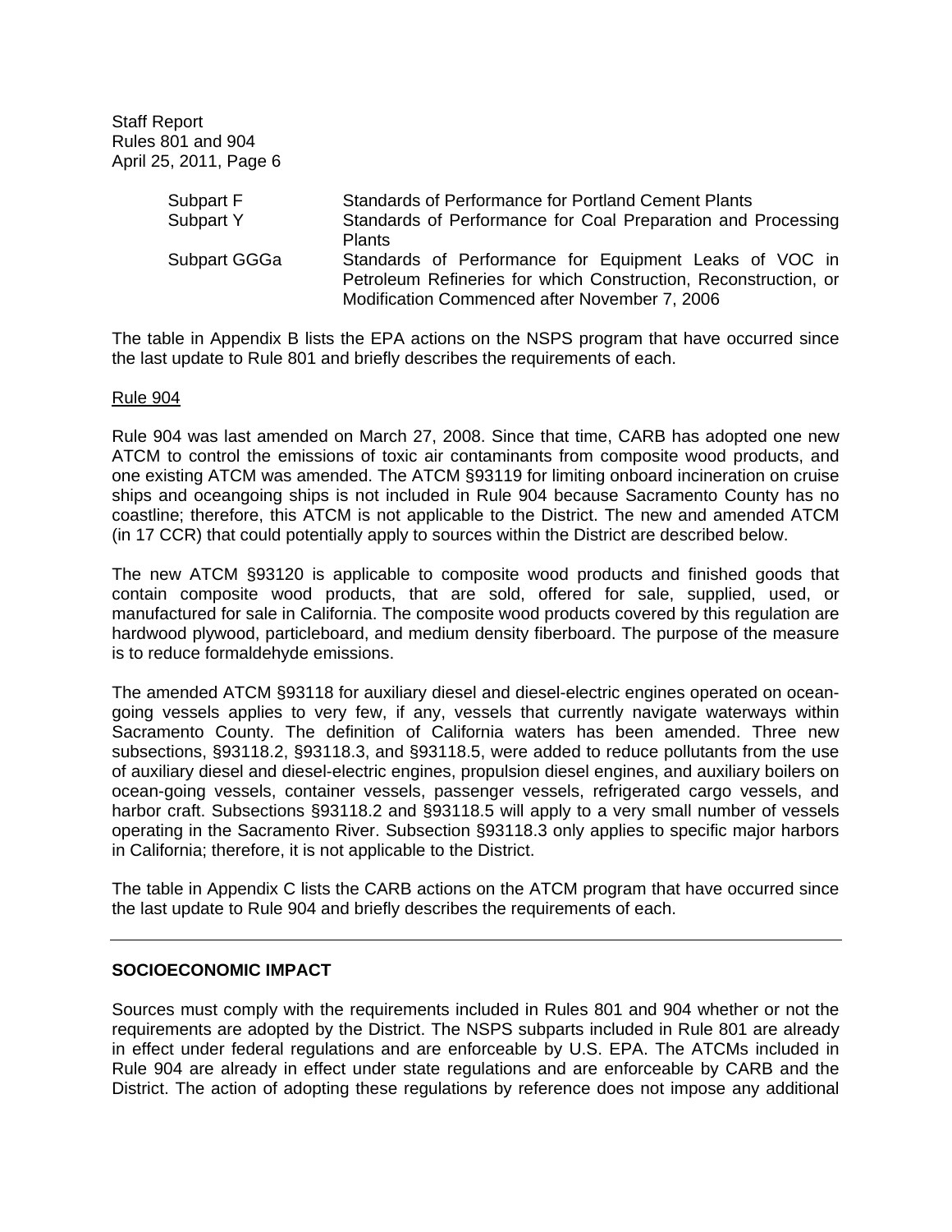| | |
|---|---|
| Subpart F | Standards of Performance for Portland Cement Plants |
| Subpart Y | Standards of Performance for Coal Preparation and Processing Plants |
| Subpart GGGa | Standards of Performance for Equipment Leaks of VOC in Petroleum Refineries for which Construction, Reconstruction, or Modification Commenced after November 7, 2006 |

The table in Appendix B lists the EPA actions on the NSPS program that have occurred since the last update to Rule 801 and briefly describes the requirements of each.

Rule 904

Rule 904 was last amended on March 27, 2008. Since that time, CARB has adopted one new ATCM to control the emissions of toxic air contaminants from composite wood products, and one existing ATCM was amended. The ATCM §93119 for limiting onboard incineration on cruise ships and oceangoing ships is not included in Rule 904 because Sacramento County has no coastline; therefore, this ATCM is not applicable to the District. The new and amended ATCM (in 17 CCR) that could potentially apply to sources within the District are described below.

The new ATCM §93120 is applicable to composite wood products and finished goods that contain composite wood products, that are sold, offered for sale, supplied, used, or manufactured for sale in California. The composite wood products covered by this regulation are hardwood plywood, particleboard, and medium density fiberboard. The purpose of the measure is to reduce formaldehyde emissions.

The amended ATCM §93118 for auxiliary diesel and diesel-electric engines operated on ocean-going vessels applies to very few, if any, vessels that currently navigate waterways within Sacramento County. The definition of California waters has been amended. Three new subsections, §93118.2, §93118.3, and §93118.5, were added to reduce pollutants from the use of auxiliary diesel and diesel-electric engines, propulsion diesel engines, and auxiliary boilers on ocean-going vessels, container vessels, passenger vessels, refrigerated cargo vessels, and harbor craft. Subsections §93118.2 and §93118.5 will apply to a very small number of vessels operating in the Sacramento River. Subsection §93118.3 only applies to specific major harbors in California; therefore, it is not applicable to the District.

The table in Appendix C lists the CARB actions on the ATCM program that have occurred since the last update to Rule 904 and briefly describes the requirements of each.

---

**SOCIOECONOMIC IMPACT**

Sources must comply with the requirements included in Rules 801 and 904 whether or not the requirements are adopted by the District. The NSPS subparts included in Rule 801 are already in effect under federal regulations and are enforceable by U.S. EPA. The ATCMs included in Rule 904 are already in effect under state regulations and are enforceable by CARB and the District. The action of adopting these regulations by reference does not impose any additional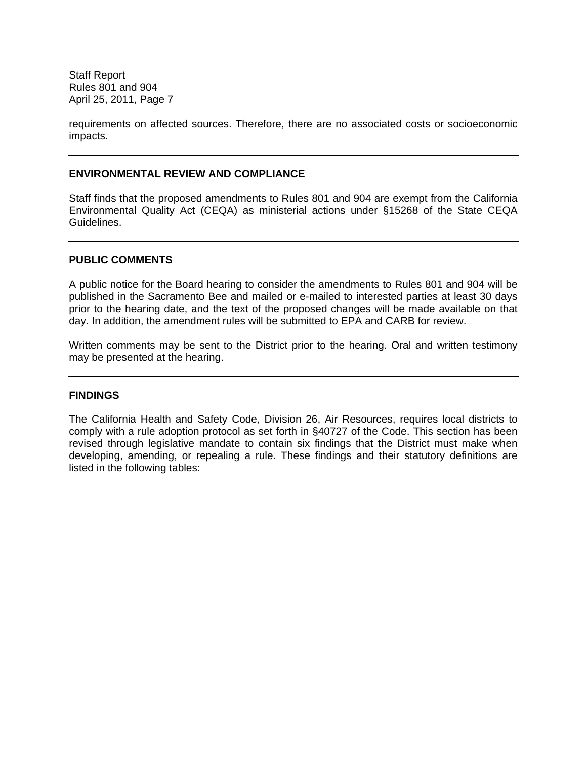requirements on affected sources. Therefore, there are no associated costs or socioeconomic impacts.

---

## ENVIRONMENTAL REVIEW AND COMPLIANCE

Staff finds that the proposed amendments to Rules 801 and 904 are exempt from the California Environmental Quality Act (CEQA) as ministerial actions under §15268 of the State CEQA Guidelines.

---

## PUBLIC COMMENTS

A public notice for the Board hearing to consider the amendments to Rules 801 and 904 will be published in the Sacramento Bee and mailed or e-mailed to interested parties at least 30 days prior to the hearing date, and the text of the proposed changes will be made available on that day. In addition, the amendment rules will be submitted to EPA and CARB for review.

Written comments may be sent to the District prior to the hearing. Oral and written testimony may be presented at the hearing.

---

## FINDINGS

The California Health and Safety Code, Division 26, Air Resources, requires local districts to comply with a rule adoption protocol as set forth in §40727 of the Code. This section has been revised through legislative mandate to contain six findings that the District must make when developing, amending, or repealing a rule. These findings and their statutory definitions are listed in the following tables: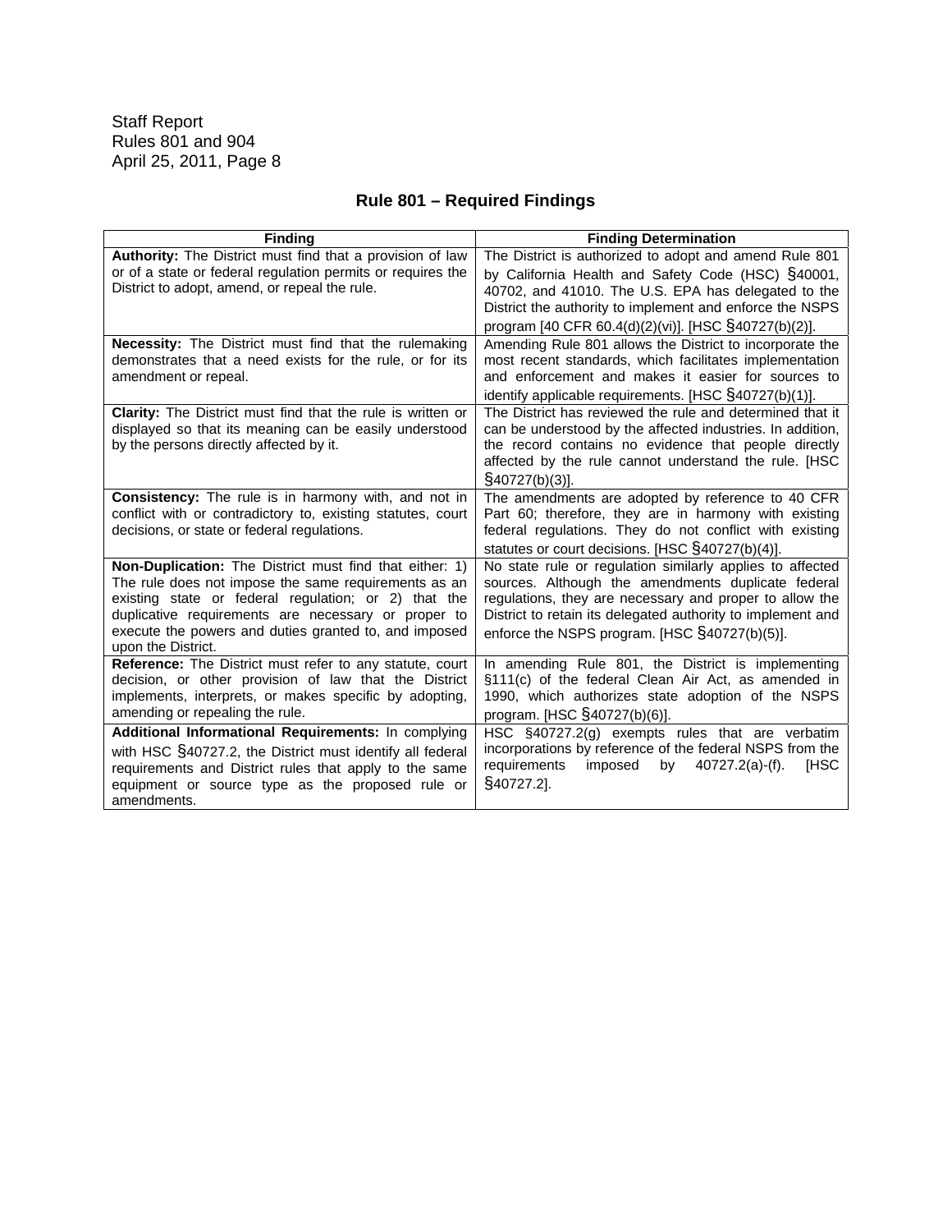## Rule 801 – Required Findings

| Finding | Finding Determination |
|---|---|
| **Authority:** The District must find that a provision of law or of a state or federal regulation permits or requires the District to adopt, amend, or repeal the rule. | The District is authorized to adopt and amend Rule 801 by California Health and Safety Code (HSC) §40001, 40702, and 41010. The U.S. EPA has delegated to the District the authority to implement and enforce the NSPS program [40 CFR 60.4(d)(2)(vi)]. [HSC §40727(b)(2)]. |
| **Necessity:** The District must find that the rulemaking demonstrates that a need exists for the rule, or for its amendment or repeal. | Amending Rule 801 allows the District to incorporate the most recent standards, which facilitates implementation and enforcement and makes it easier for sources to identify applicable requirements. [HSC §40727(b)(1)]. |
| **Clarity:** The District must find that the rule is written or displayed so that its meaning can be easily understood by the persons directly affected by it. | The District has reviewed the rule and determined that it can be understood by the affected industries. In addition, the record contains no evidence that people directly affected by the rule cannot understand the rule. [HSC §40727(b)(3)]. |
| **Consistency:** The rule is in harmony with, and not in conflict with or contradictory to, existing statutes, court decisions, or state or federal regulations. | The amendments are adopted by reference to 40 CFR Part 60; therefore, they are in harmony with existing federal regulations. They do not conflict with existing statutes or court decisions. [HSC §40727(b)(4)]. |
| **Non-Duplication:** The District must find that either: 1) The rule does not impose the same requirements as an existing state or federal regulation; or 2) that the duplicative requirements are necessary or proper to execute the powers and duties granted to, and imposed upon the District. | No state rule or regulation similarly applies to affected sources. Although the amendments duplicate federal regulations, they are necessary and proper to allow the District to retain its delegated authority to implement and enforce the NSPS program. [HSC §40727(b)(5)]. |
| **Reference:** The District must refer to any statute, court decision, or other provision of law that the District implements, interprets, or makes specific by adopting, amending or repealing the rule. | In amending Rule 801, the District is implementing §111(c) of the federal Clean Air Act, as amended in 1990, which authorizes state adoption of the NSPS program. [HSC §40727(b)(6)]. |
| **Additional Informational Requirements:** In complying with HSC §40727.2, the District must identify all federal requirements and District rules that apply to the same equipment or source type as the proposed rule or amendments. | HSC §40727.2(g) exempts rules that are verbatim incorporations by reference of the federal NSPS from the requirements imposed by 40727.2(a)-(f). [HSC §40727.2]. |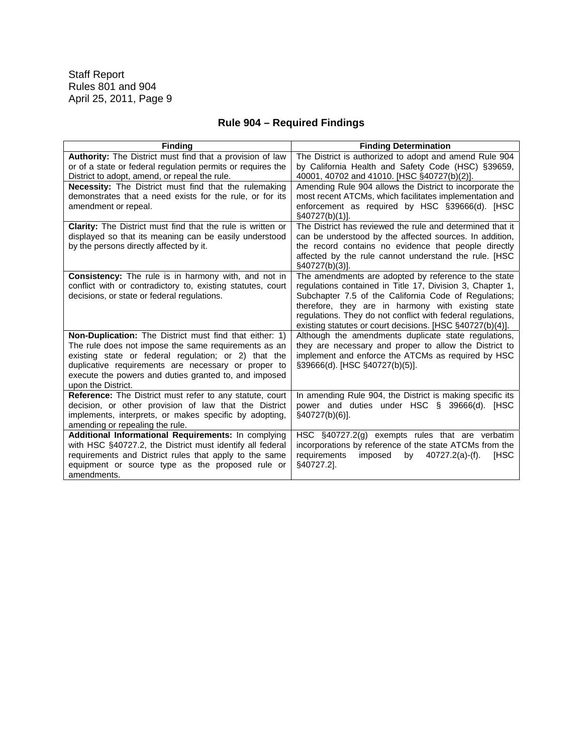## Rule 904 – Required Findings

| Finding | Finding Determination |
|---|---|
| **Authority:** The District must find that a provision of law or of a state or federal regulation permits or requires the District to adopt, amend, or repeal the rule. | The District is authorized to adopt and amend Rule 904 by California Health and Safety Code (HSC) §39659, 40001, 40702 and 41010. [HSC §40727(b)(2)]. |
| **Necessity:** The District must find that the rulemaking demonstrates that a need exists for the rule, or for its amendment or repeal. | Amending Rule 904 allows the District to incorporate the most recent ATCMs, which facilitates implementation and enforcement as required by HSC §39666(d). [HSC §40727(b)(1)]. |
| **Clarity:** The District must find that the rule is written or displayed so that its meaning can be easily understood by the persons directly affected by it. | The District has reviewed the rule and determined that it can be understood by the affected sources. In addition, the record contains no evidence that people directly affected by the rule cannot understand the rule. [HSC §40727(b)(3)]. |
| **Consistency:** The rule is in harmony with, and not in conflict with or contradictory to, existing statutes, court decisions, or state or federal regulations. | The amendments are adopted by reference to the state regulations contained in Title 17, Division 3, Chapter 1, Subchapter 7.5 of the California Code of Regulations; therefore, they are in harmony with existing state regulations. They do not conflict with federal regulations, existing statutes or court decisions. [HSC §40727(b)(4)]. |
| **Non-Duplication:** The District must find that either: 1) The rule does not impose the same requirements as an existing state or federal regulation; or 2) that the duplicative requirements are necessary or proper to execute the powers and duties granted to, and imposed upon the District. | Although the amendments duplicate state regulations, they are necessary and proper to allow the District to implement and enforce the ATCMs as required by HSC §39666(d). [HSC §40727(b)(5)]. |
| **Reference:** The District must refer to any statute, court decision, or other provision of law that the District implements, interprets, or makes specific by adopting, amending or repealing the rule. | In amending Rule 904, the District is making specific its power and duties under HSC § 39666(d). [HSC §40727(b)(6)]. |
| **Additional Informational Requirements:** In complying with HSC §40727.2, the District must identify all federal requirements and District rules that apply to the same equipment or source type as the proposed rule or amendments. | HSC §40727.2(g) exempts rules that are verbatim incorporations by reference of the state ATCMs from the requirements imposed by 40727.2(a)-(f). [HSC §40727.2]. |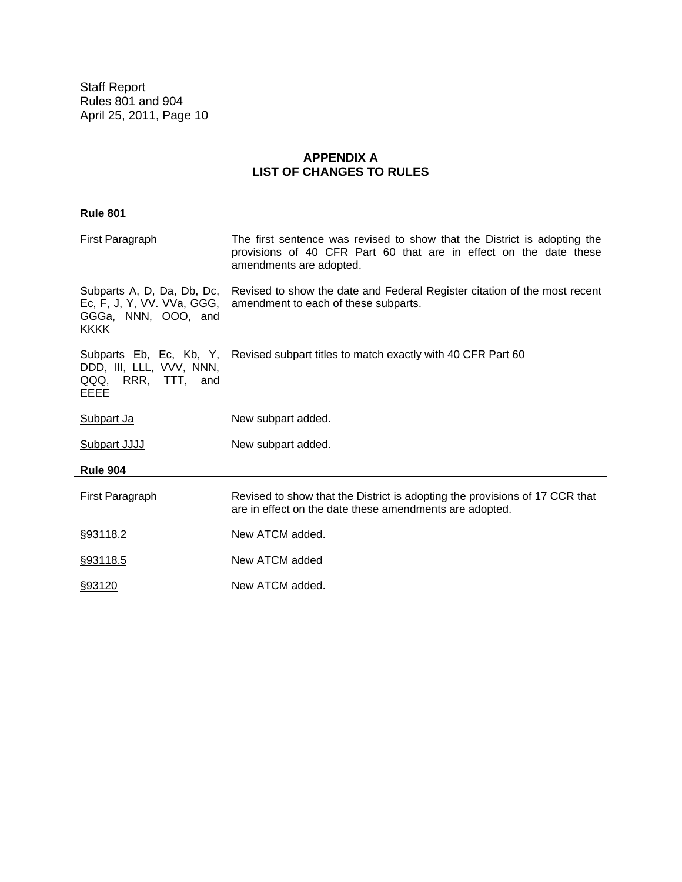## APPENDIX A
## LIST OF CHANGES TO RULES

**Rule 801**

| | |
|---|---|
| First Paragraph | The first sentence was revised to show that the District is adopting the provisions of 40 CFR Part 60 that are in effect on the date these amendments are adopted. |
| Subparts A, D, Da, Db, Dc, Ec, F, J, Y, VV. VVa, GGG, GGGa, NNN, OOO, and KKKK | Revised to show the date and Federal Register citation of the most recent amendment to each of these subparts. |
| Subparts Eb, Ec, Kb, Y, DDD, III, LLL, VVV, NNN, QQQ, RRR, TTT, and EEEE | Revised subpart titles to match exactly with 40 CFR Part 60 |
| Subpart Ja | New subpart added. |
| Subpart JJJJ | New subpart added. |

**Rule 904**

| | |
|---|---|
| First Paragraph | Revised to show that the District is adopting the provisions of 17 CCR that are in effect on the date these amendments are adopted. |
| §93118.2 | New ATCM added. |
| §93118.5 | New ATCM added |
| §93120 | New ATCM added. |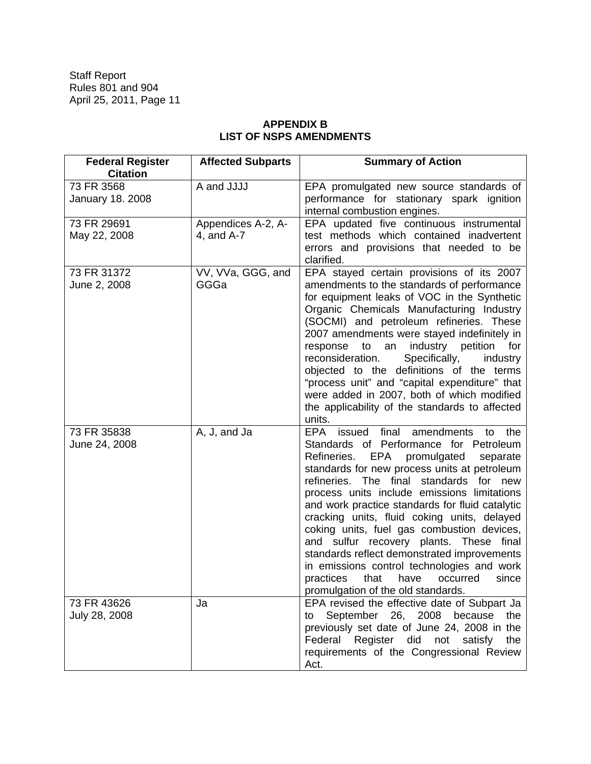## APPENDIX B
## LIST OF NSPS AMENDMENTS

| Federal Register Citation | Affected Subparts | Summary of Action |
|---|---|---|
| 73 FR 3568<br>January 18. 2008 | A and JJJJ | EPA promulgated new source standards of performance for stationary spark ignition internal combustion engines. |
| 73 FR 29691<br>May 22, 2008 | Appendices A-2, A-4, and A-7 | EPA updated five continuous instrumental test methods which contained inadvertent errors and provisions that needed to be clarified. |
| 73 FR 31372<br>June 2, 2008 | VV, VVa, GGG, and GGGa | EPA stayed certain provisions of its 2007 amendments to the standards of performance for equipment leaks of VOC in the Synthetic Organic Chemicals Manufacturing Industry (SOCMI) and petroleum refineries. These 2007 amendments were stayed indefinitely in response to an industry petition for reconsideration. Specifically, industry objected to the definitions of the terms "process unit" and "capital expenditure" that were added in 2007, both of which modified the applicability of the standards to affected units. |
| 73 FR 35838<br>June 24, 2008 | A, J, and Ja | EPA issued final amendments to the Standards of Performance for Petroleum Refineries. EPA promulgated separate standards for new process units at petroleum refineries. The final standards for new process units include emissions limitations and work practice standards for fluid catalytic cracking units, fluid coking units, delayed coking units, fuel gas combustion devices, and sulfur recovery plants. These final standards reflect demonstrated improvements in emissions control technologies and work practices that have occurred since promulgation of the old standards. |
| 73 FR 43626<br>July 28, 2008 | Ja | EPA revised the effective date of Subpart Ja to September 26, 2008 because the previously set date of June 24, 2008 in the Federal Register did not satisfy the requirements of the Congressional Review Act. |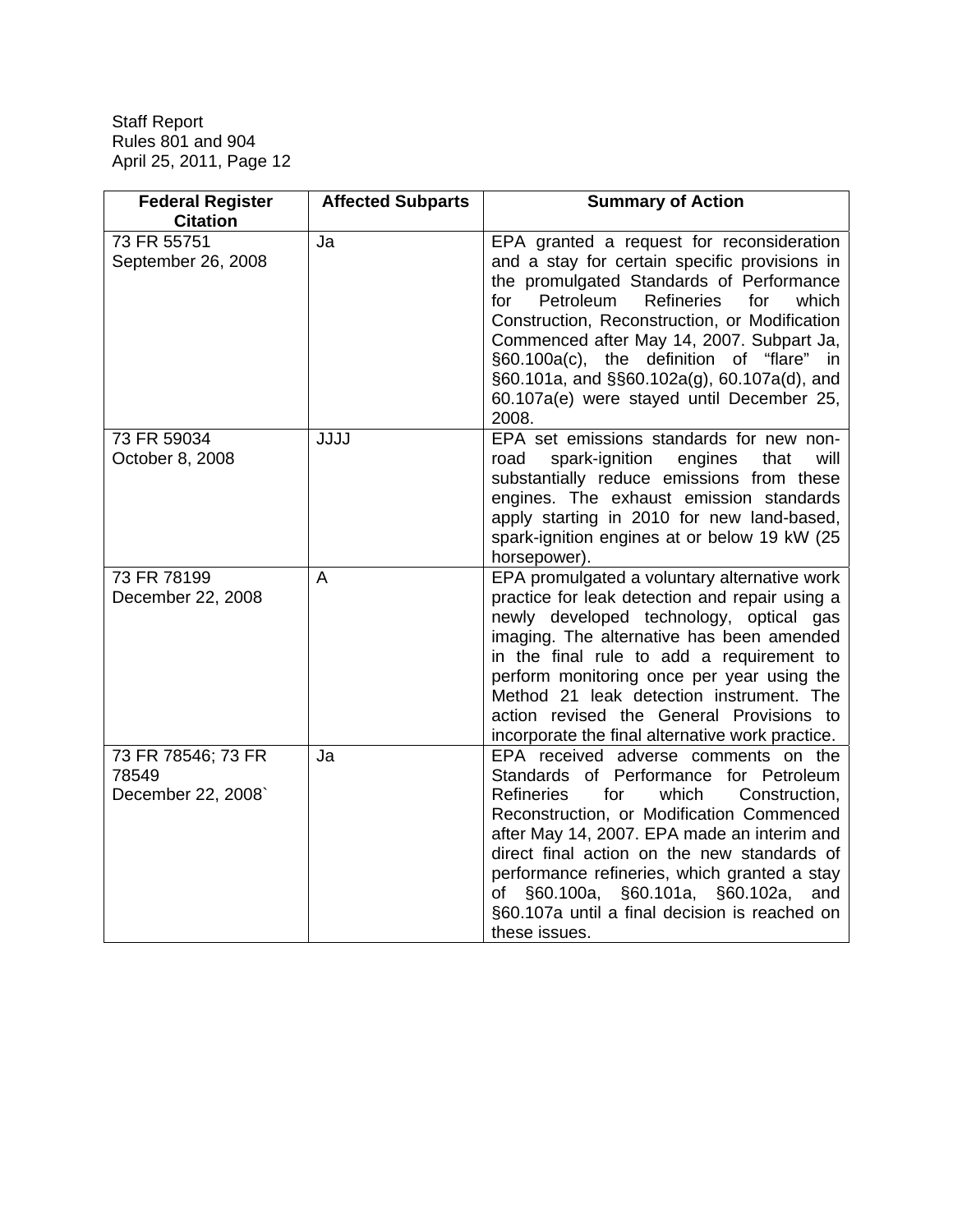| Federal Register Citation | Affected Subparts | Summary of Action |
| --- | --- | --- |
| 73 FR 55751<br>September 26, 2008 | Ja | EPA granted a request for reconsideration and a stay for certain specific provisions in the promulgated Standards of Performance for Petroleum Refineries for which Construction, Reconstruction, or Modification Commenced after May 14, 2007. Subpart Ja, §60.100a(c), the definition of "flare" in §60.101a, and §§60.102a(g), 60.107a(d), and 60.107a(e) were stayed until December 25, 2008. |
| 73 FR 59034<br>October 8, 2008 | JJJJ | EPA set emissions standards for new non-road spark-ignition engines that will substantially reduce emissions from these engines. The exhaust emission standards apply starting in 2010 for new land-based, spark-ignition engines at or below 19 kW (25 horsepower). |
| 73 FR 78199<br>December 22, 2008 | A | EPA promulgated a voluntary alternative work practice for leak detection and repair using a newly developed technology, optical gas imaging. The alternative has been amended in the final rule to add a requirement to perform monitoring once per year using the Method 21 leak detection instrument. The action revised the General Provisions to incorporate the final alternative work practice. |
| 73 FR 78546; 73 FR 78549<br>December 22, 2008` | Ja | EPA received adverse comments on the Standards of Performance for Petroleum Refineries for which Construction, Reconstruction, or Modification Commenced after May 14, 2007. EPA made an interim and direct final action on the new standards of performance refineries, which granted a stay of §60.100a, §60.101a, §60.102a, and §60.107a until a final decision is reached on these issues. |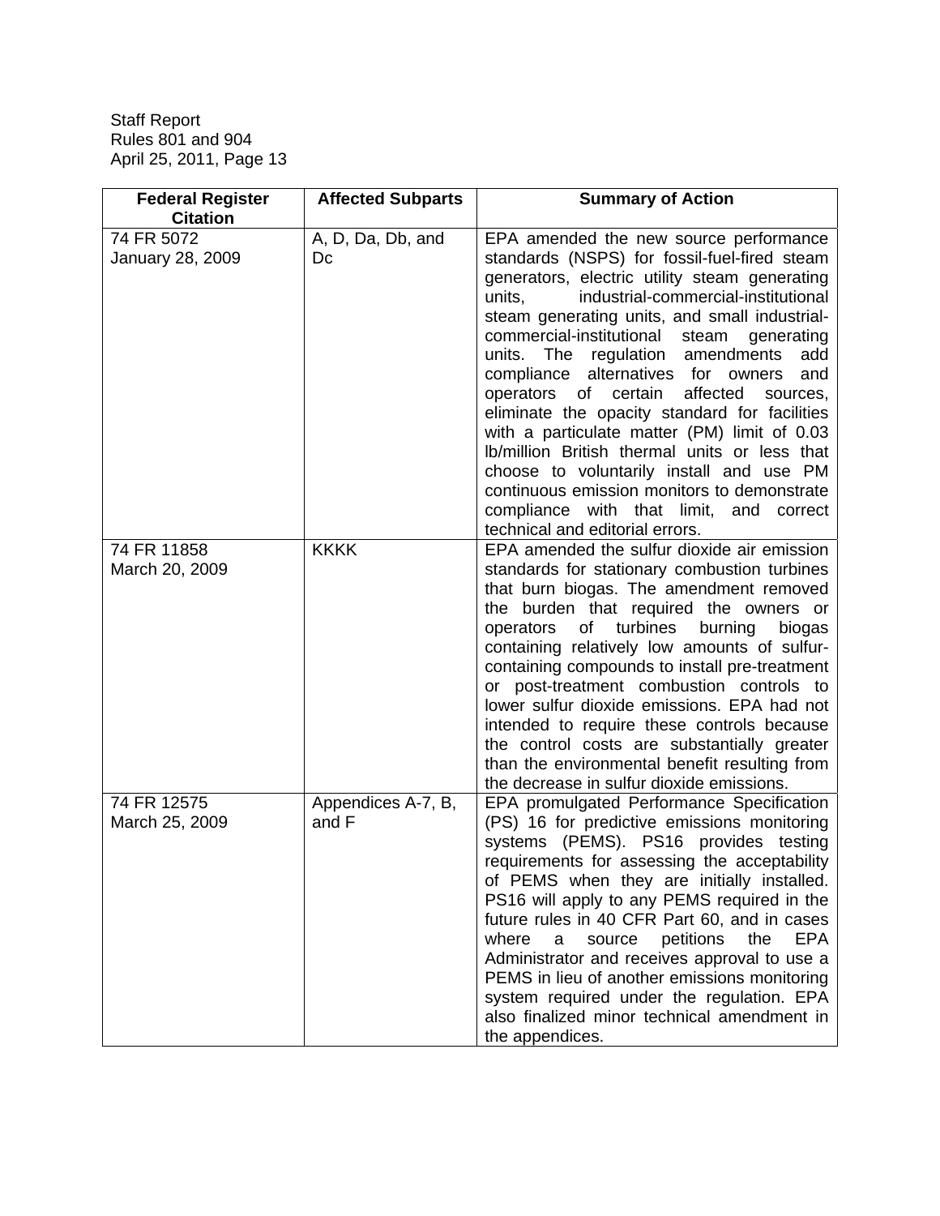| Federal Register Citation | Affected Subparts | Summary of Action |
|---|---|---|
| 74 FR 5072<br>January 28, 2009 | A, D, Da, Db, and Dc | EPA amended the new source performance standards (NSPS) for fossil-fuel-fired steam generators, electric utility steam generating units, industrial-commercial-institutional steam generating units, and small industrial-commercial-institutional steam generating units. The regulation amendments add compliance alternatives for owners and operators of certain affected sources, eliminate the opacity standard for facilities with a particulate matter (PM) limit of 0.03 lb/million British thermal units or less that choose to voluntarily install and use PM continuous emission monitors to demonstrate compliance with that limit, and correct technical and editorial errors. |
| 74 FR 11858<br>March 20, 2009 | KKKK | EPA amended the sulfur dioxide air emission standards for stationary combustion turbines that burn biogas. The amendment removed the burden that required the owners or operators of turbines burning biogas containing relatively low amounts of sulfur-containing compounds to install pre-treatment or post-treatment combustion controls to lower sulfur dioxide emissions. EPA had not intended to require these controls because the control costs are substantially greater than the environmental benefit resulting from the decrease in sulfur dioxide emissions. |
| 74 FR 12575<br>March 25, 2009 | Appendices A-7, B, and F | EPA promulgated Performance Specification (PS) 16 for predictive emissions monitoring systems (PEMS). PS16 provides testing requirements for assessing the acceptability of PEMS when they are initially installed. PS16 will apply to any PEMS required in the future rules in 40 CFR Part 60, and in cases where a source petitions the EPA Administrator and receives approval to use a PEMS in lieu of another emissions monitoring system required under the regulation. EPA also finalized minor technical amendment in the appendices. |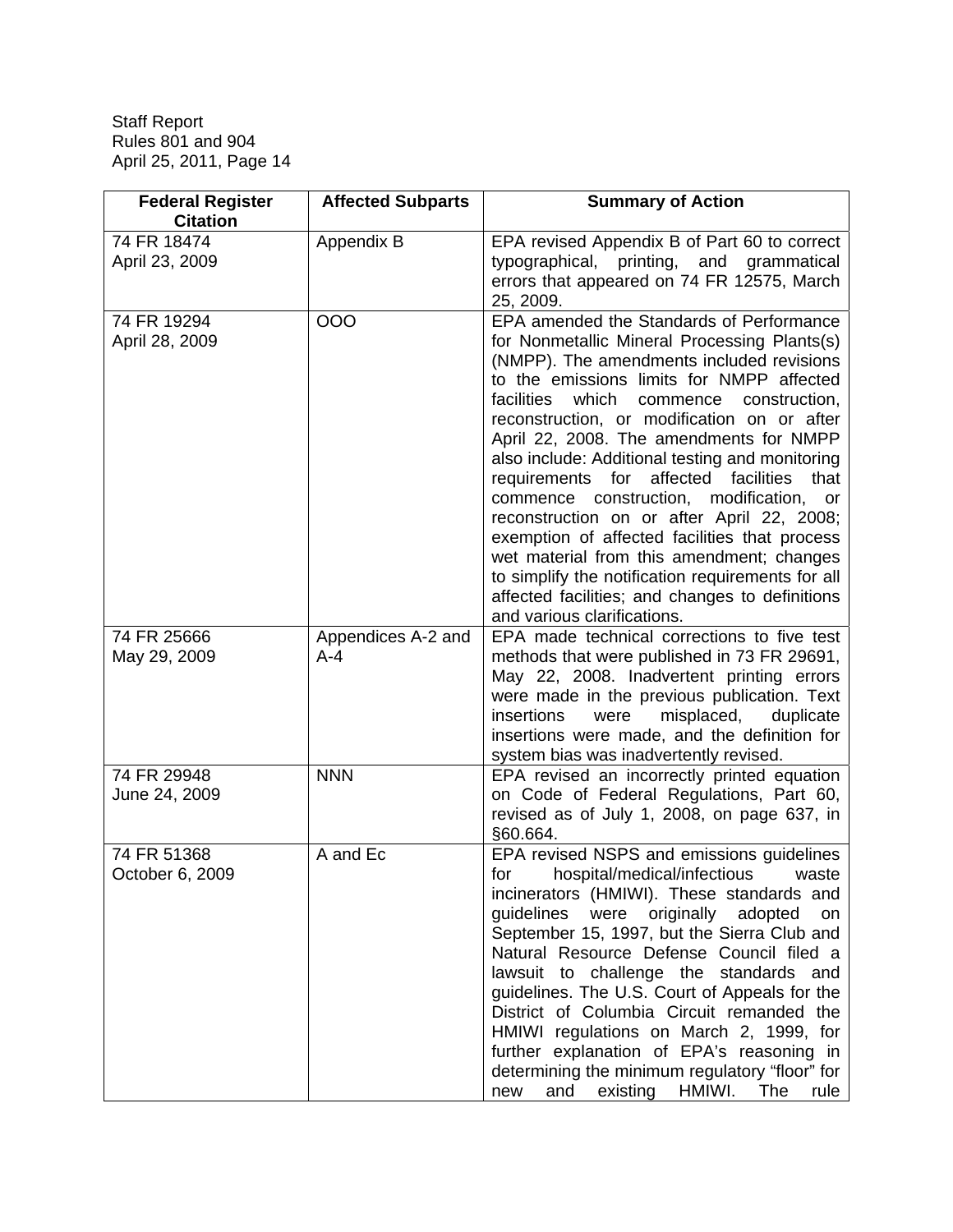| Federal Register Citation | Affected Subparts | Summary of Action |
|---|---|---|
| 74 FR 18474 April 23, 2009 | Appendix B | EPA revised Appendix B of Part 60 to correct typographical, printing, and grammatical errors that appeared on 74 FR 12575, March 25, 2009. |
| 74 FR 19294 April 28, 2009 | OOO | EPA amended the Standards of Performance for Nonmetallic Mineral Processing Plants(s) (NMPP). The amendments included revisions to the emissions limits for NMPP affected facilities which commence construction, reconstruction, or modification on or after April 22, 2008. The amendments for NMPP also include: Additional testing and monitoring requirements for affected facilities that commence construction, modification, or reconstruction on or after April 22, 2008; exemption of affected facilities that process wet material from this amendment; changes to simplify the notification requirements for all affected facilities; and changes to definitions and various clarifications. |
| 74 FR 25666 May 29, 2009 | Appendices A-2 and A-4 | EPA made technical corrections to five test methods that were published in 73 FR 29691, May 22, 2008. Inadvertent printing errors were made in the previous publication. Text insertions were misplaced, duplicate insertions were made, and the definition for system bias was inadvertently revised. |
| 74 FR 29948 June 24, 2009 | NNN | EPA revised an incorrectly printed equation on Code of Federal Regulations, Part 60, revised as of July 1, 2008, on page 637, in §60.664. |
| 74 FR 51368 October 6, 2009 | A and Ec | EPA revised NSPS and emissions guidelines for hospital/medical/infectious waste incinerators (HMIWI). These standards and guidelines were originally adopted on September 15, 1997, but the Sierra Club and Natural Resource Defense Council filed a lawsuit to challenge the standards and guidelines. The U.S. Court of Appeals for the District of Columbia Circuit remanded the HMIWI regulations on March 2, 1999, for further explanation of EPA's reasoning in determining the minimum regulatory "floor" for new and existing HMIWI. The rule |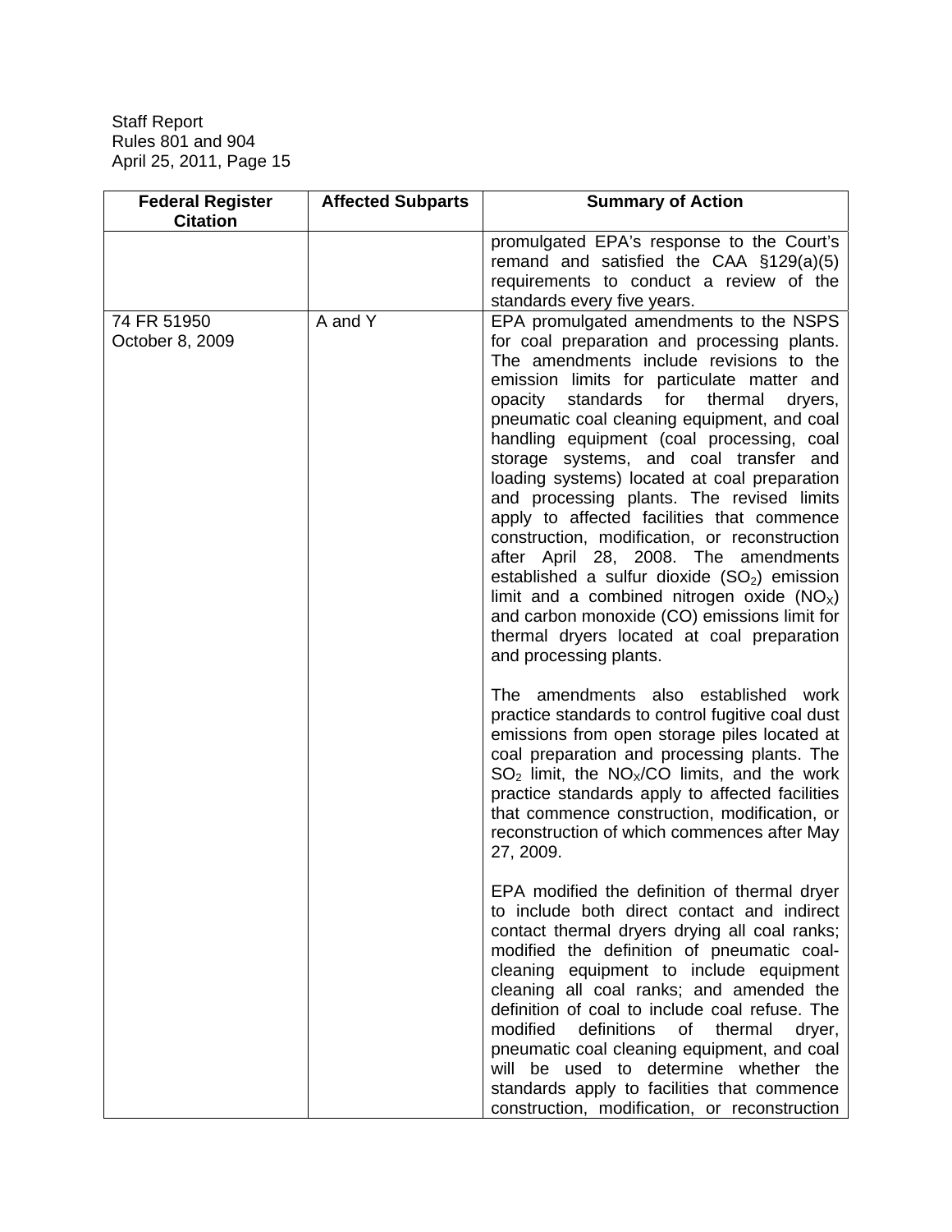| Federal Register Citation | Affected Subparts | Summary of Action |
|---|---|---|
| | | promulgated EPA's response to the Court's remand and satisfied the CAA §129(a)(5) requirements to conduct a review of the standards every five years. |
| 74 FR 51950<br>October 8, 2009 | A and Y | EPA promulgated amendments to the NSPS for coal preparation and processing plants. The amendments include revisions to the emission limits for particulate matter and opacity standards for thermal dryers, pneumatic coal cleaning equipment, and coal handling equipment (coal processing, coal storage systems, and coal transfer and loading systems) located at coal preparation and processing plants. The revised limits apply to affected facilities that commence construction, modification, or reconstruction after April 28, 2008. The amendments established a sulfur dioxide ($SO_2$) emission limit and a combined nitrogen oxide ($NO_X$) and carbon monoxide (CO) emissions limit for thermal dryers located at coal preparation and processing plants.<br><br>The amendments also established work practice standards to control fugitive coal dust emissions from open storage piles located at coal preparation and processing plants. The $SO_2$ limit, the $NO_X$/CO limits, and the work practice standards apply to affected facilities that commence construction, modification, or reconstruction of which commences after May 27, 2009.<br><br>EPA modified the definition of thermal dryer to include both direct contact and indirect contact thermal dryers drying all coal ranks; modified the definition of pneumatic coal-cleaning equipment to include equipment cleaning all coal ranks; and amended the definition of coal to include coal refuse. The modified definitions of thermal dryer, pneumatic coal cleaning equipment, and coal will be used to determine whether the standards apply to facilities that commence construction, modification, or reconstruction |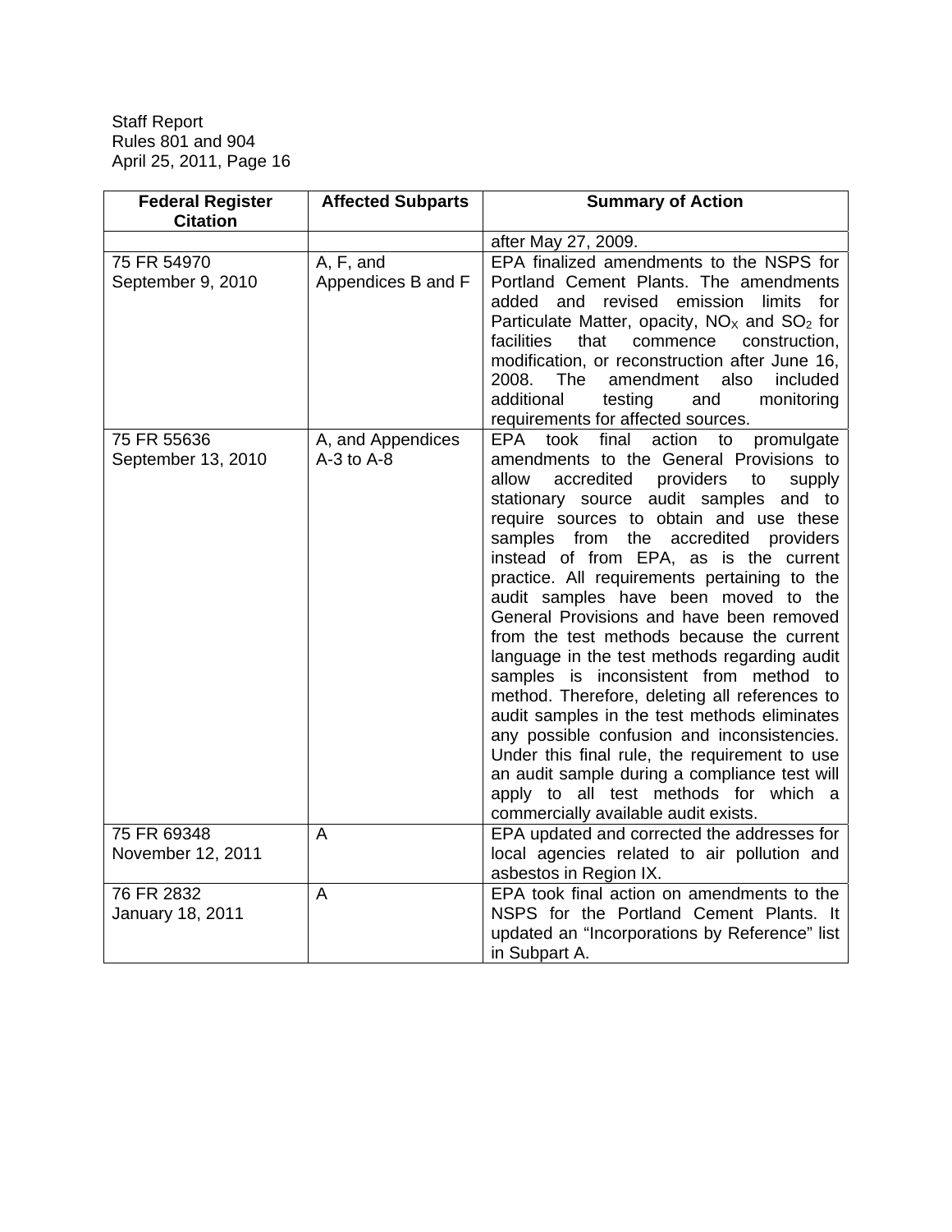| Federal Register Citation | Affected Subparts | Summary of Action |
|---|---|---|
| | | after May 27, 2009. |
| 75 FR 54970 September 9, 2010 | A, F, and Appendices B and F | EPA finalized amendments to the NSPS for Portland Cement Plants. The amendments added and revised emission limits for Particulate Matter, opacity, $NO_X$ and $SO_2$ for facilities that commence construction, modification, or reconstruction after June 16, 2008. The amendment also included additional testing and monitoring requirements for affected sources. |
| 75 FR 55636 September 13, 2010 | A, and Appendices A-3 to A-8 | EPA took final action to promulgate amendments to the General Provisions to allow accredited providers to supply stationary source audit samples and to require sources to obtain and use these samples from the accredited providers instead of from EPA, as is the current practice. All requirements pertaining to the audit samples have been moved to the General Provisions and have been removed from the test methods because the current language in the test methods regarding audit samples is inconsistent from method to method. Therefore, deleting all references to audit samples in the test methods eliminates any possible confusion and inconsistencies. Under this final rule, the requirement to use an audit sample during a compliance test will apply to all test methods for which a commercially available audit exists. |
| 75 FR 69348 November 12, 2011 | A | EPA updated and corrected the addresses for local agencies related to air pollution and asbestos in Region IX. |
| 76 FR 2832 January 18, 2011 | A | EPA took final action on amendments to the NSPS for the Portland Cement Plants. It updated an "Incorporations by Reference" list in Subpart A. |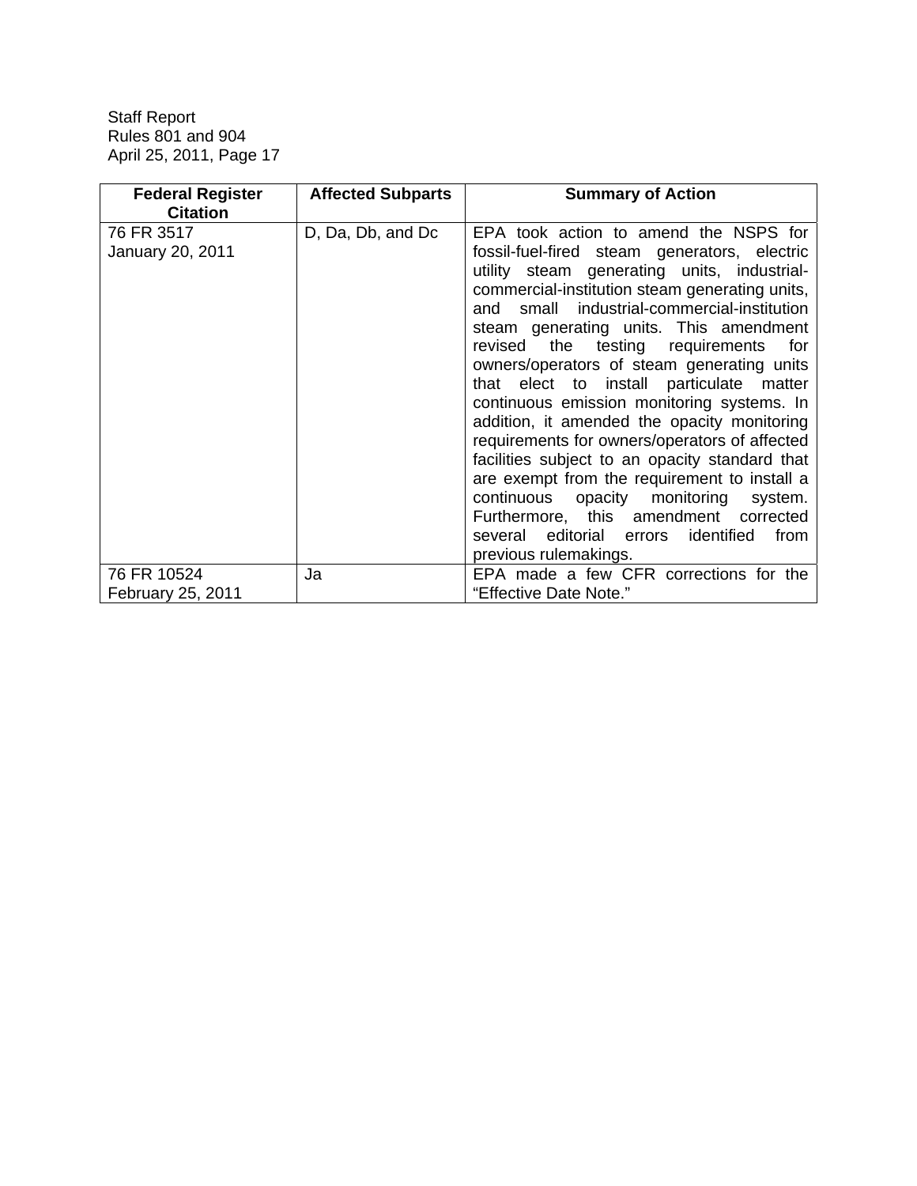| Federal Register Citation | Affected Subparts | Summary of Action |
|---|---|---|
| 76 FR 3517<br>January 20, 2011 | D, Da, Db, and Dc | EPA took action to amend the NSPS for fossil-fuel-fired steam generators, electric utility steam generating units, industrial-commercial-institution steam generating units, and small industrial-commercial-institution steam generating units. This amendment revised the testing requirements for owners/operators of steam generating units that elect to install particulate matter continuous emission monitoring systems. In addition, it amended the opacity monitoring requirements for owners/operators of affected facilities subject to an opacity standard that are exempt from the requirement to install a continuous opacity monitoring system. Furthermore, this amendment corrected several editorial errors identified from previous rulemakings. |
| 76 FR 10524<br>February 25, 2011 | Ja | EPA made a few CFR corrections for the "Effective Date Note." |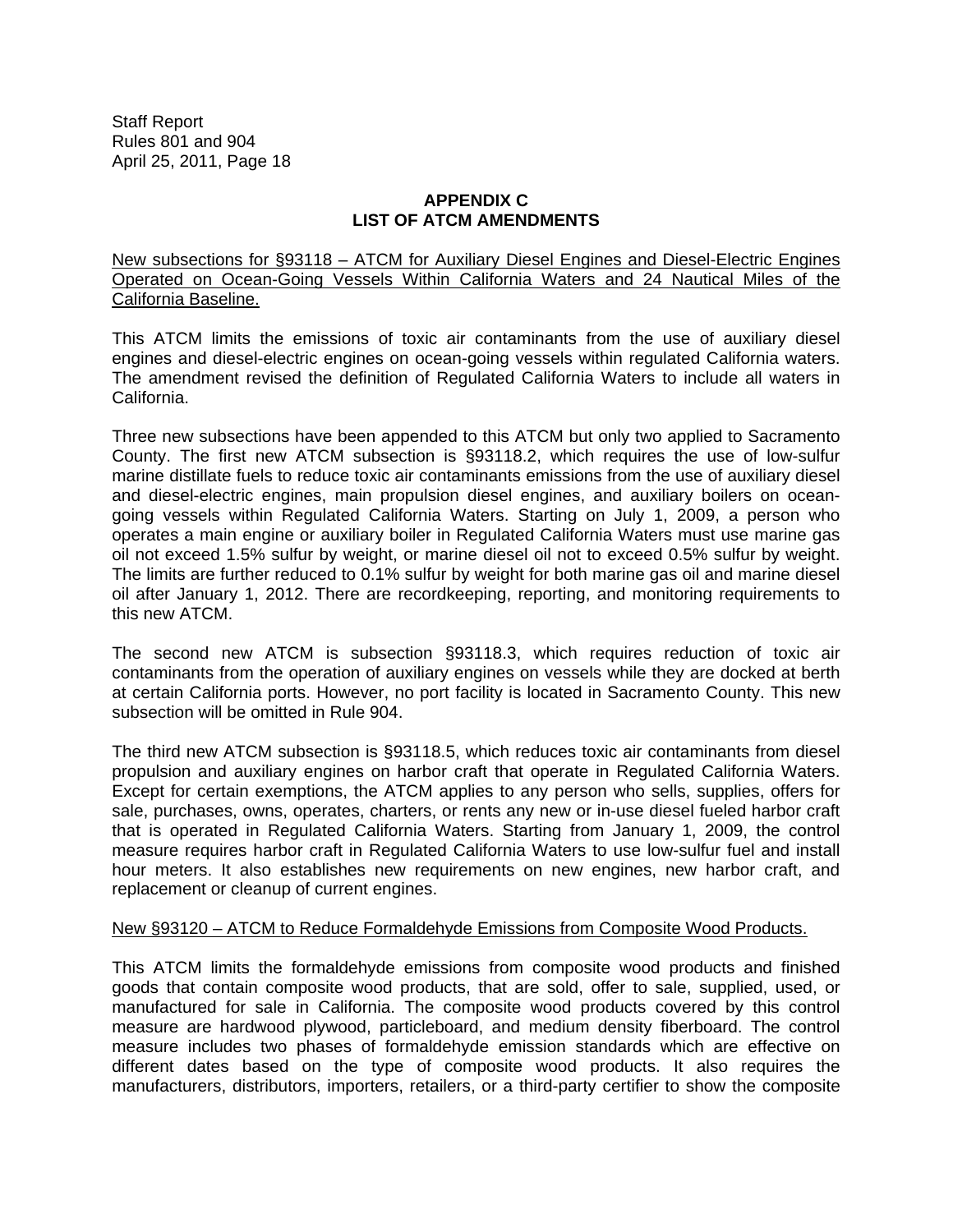## APPENDIX C
## LIST OF ATCM AMENDMENTS

New subsections for §93118 – ATCM for Auxiliary Diesel Engines and Diesel-Electric Engines Operated on Ocean-Going Vessels Within California Waters and 24 Nautical Miles of the California Baseline.

This ATCM limits the emissions of toxic air contaminants from the use of auxiliary diesel engines and diesel-electric engines on ocean-going vessels within regulated California waters. The amendment revised the definition of Regulated California Waters to include all waters in California.

Three new subsections have been appended to this ATCM but only two applied to Sacramento County. The first new ATCM subsection is §93118.2, which requires the use of low-sulfur marine distillate fuels to reduce toxic air contaminants emissions from the use of auxiliary diesel and diesel-electric engines, main propulsion diesel engines, and auxiliary boilers on ocean-going vessels within Regulated California Waters. Starting on July 1, 2009, a person who operates a main engine or auxiliary boiler in Regulated California Waters must use marine gas oil not exceed 1.5% sulfur by weight, or marine diesel oil not to exceed 0.5% sulfur by weight. The limits are further reduced to 0.1% sulfur by weight for both marine gas oil and marine diesel oil after January 1, 2012. There are recordkeeping, reporting, and monitoring requirements to this new ATCM.

The second new ATCM is subsection §93118.3, which requires reduction of toxic air contaminants from the operation of auxiliary engines on vessels while they are docked at berth at certain California ports. However, no port facility is located in Sacramento County. This new subsection will be omitted in Rule 904.

The third new ATCM subsection is §93118.5, which reduces toxic air contaminants from diesel propulsion and auxiliary engines on harbor craft that operate in Regulated California Waters. Except for certain exemptions, the ATCM applies to any person who sells, supplies, offers for sale, purchases, owns, operates, charters, or rents any new or in-use diesel fueled harbor craft that is operated in Regulated California Waters. Starting from January 1, 2009, the control measure requires harbor craft in Regulated California Waters to use low-sulfur fuel and install hour meters. It also establishes new requirements on new engines, new harbor craft, and replacement or cleanup of current engines.

New §93120 – ATCM to Reduce Formaldehyde Emissions from Composite Wood Products.

This ATCM limits the formaldehyde emissions from composite wood products and finished goods that contain composite wood products, that are sold, offer to sale, supplied, used, or manufactured for sale in California. The composite wood products covered by this control measure are hardwood plywood, particleboard, and medium density fiberboard. The control measure includes two phases of formaldehyde emission standards which are effective on different dates based on the type of composite wood products. It also requires the manufacturers, distributors, importers, retailers, or a third-party certifier to show the composite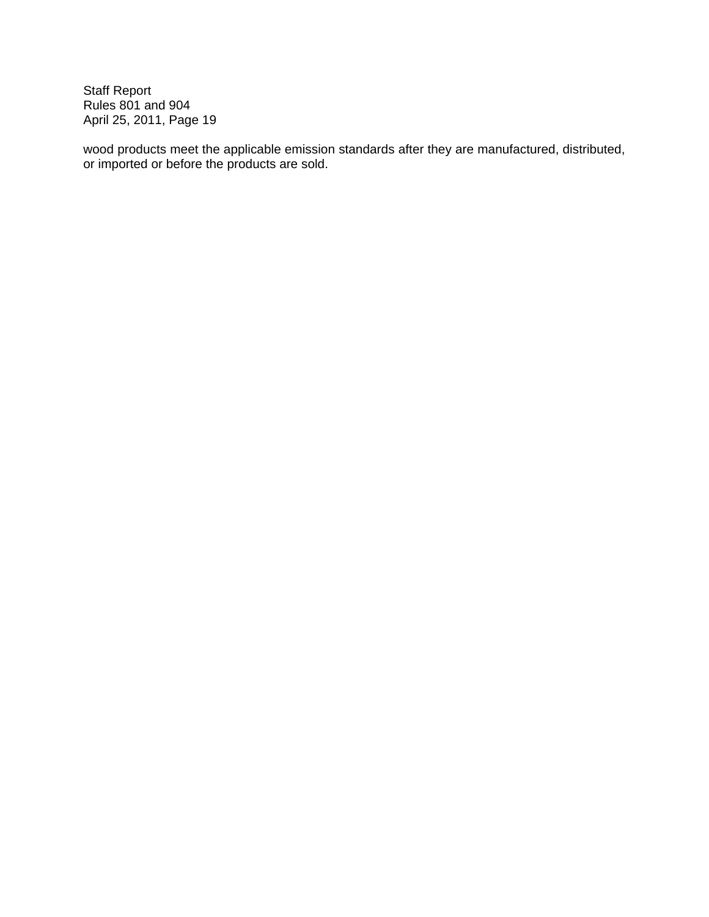wood products meet the applicable emission standards after they are manufactured, distributed, or imported or before the products are sold.